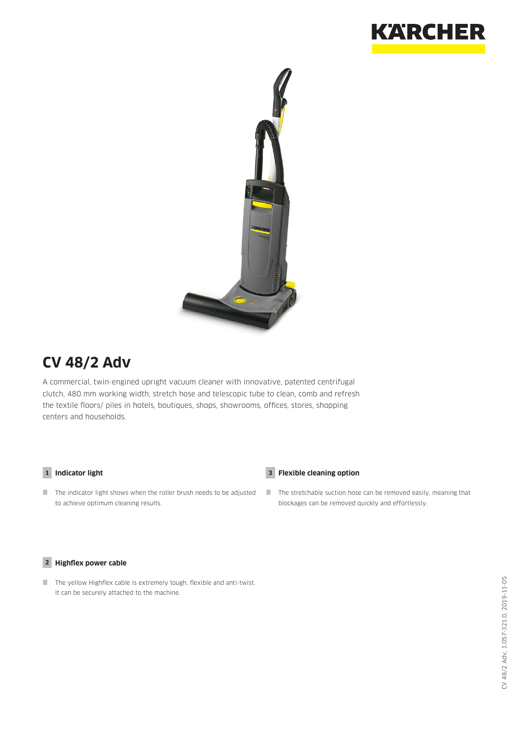# CV 48/2 Adv

A commercial, twin-engined upright vacuum cleaner with innovative, patented centrifugal clutch, 480 mm working width, stretch hose and telescopic tube to clean, comb and refresh the textile floors/ piles in hotels, boutiques, shops, showrooms, offices, stores, shopping centers and households.

### 1 Indicator light

- The indicator light shows when the roller brush needs to be adjusted to achieve optimum cleaning results.

### 2 Highflex power cable

- The yellow Highflex cable is extremely tough, flexible and anti-twist. It can be securely attached to the machine.

### 3 Flexible cleaning option

- The stretchable suction hose can be removed easily, meaning that blockages can be removed quickly and effortlessly.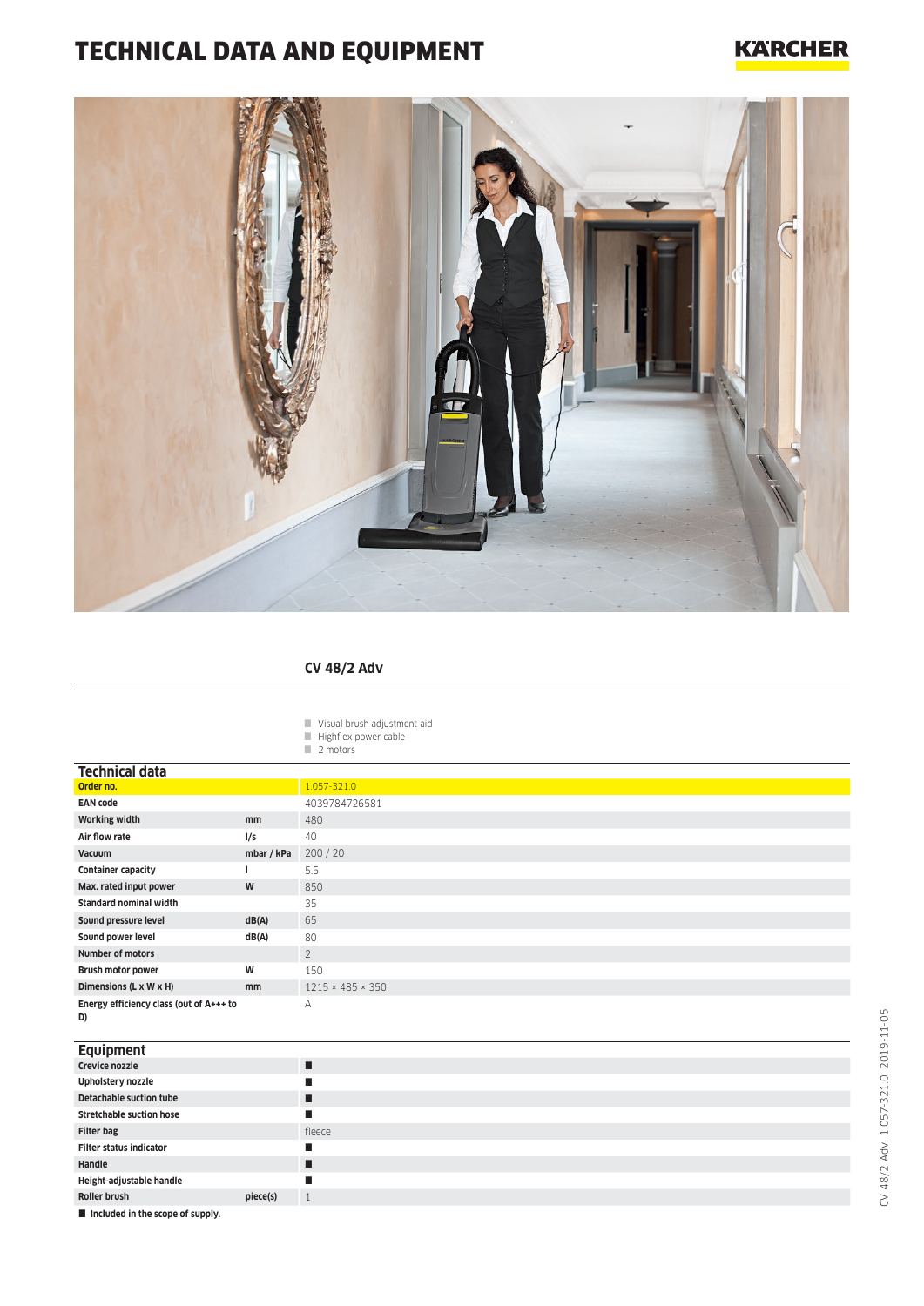# TECHNICAL DATA AND EQUIPMENT

KÄRCHER

## CV 48/2 Adv

- Visual brush adjustment aid
- Highflex power cable
- 2 motors

### Technical data

| | | |
|---|---|---|
| **Order no.** | | 1.057-321.0 |
| **EAN code** | | 4039784726581 |
| **Working width** | **mm** | 480 |
| **Air flow rate** | **l/s** | 40 |
| **Vacuum** | **mbar / kPa** | 200 / 20 |
| **Container capacity** | **l** | 5.5 |
| **Max. rated input power** | **W** | 850 |
| **Standard nominal width** | | 35 |
| **Sound pressure level** | **dB(A)** | 65 |
| **Sound power level** | **dB(A)** | 80 |
| **Number of motors** | | 2 |
| **Brush motor power** | **W** | 150 |
| **Dimensions (L x W x H)** | **mm** | 1215 × 485 × 350 |
| **Energy efficiency class (out of A+++ to D)** | | A |

### Equipment

| | | |
|---|---|---|
| **Crevice nozzle** | | ■ |
| **Upholstery nozzle** | | ■ |
| **Detachable suction tube** | | ■ |
| **Stretchable suction hose** | | ■ |
| **Filter bag** | | fleece |
| **Filter status indicator** | | ■ |
| **Handle** | | ■ |
| **Height-adjustable handle** | | ■ |
| **Roller brush** | **piece(s)** | 1 |

■ **Included in the scope of supply.**

CV 48/2 Adv, 1.057-321.0, 2019-11-05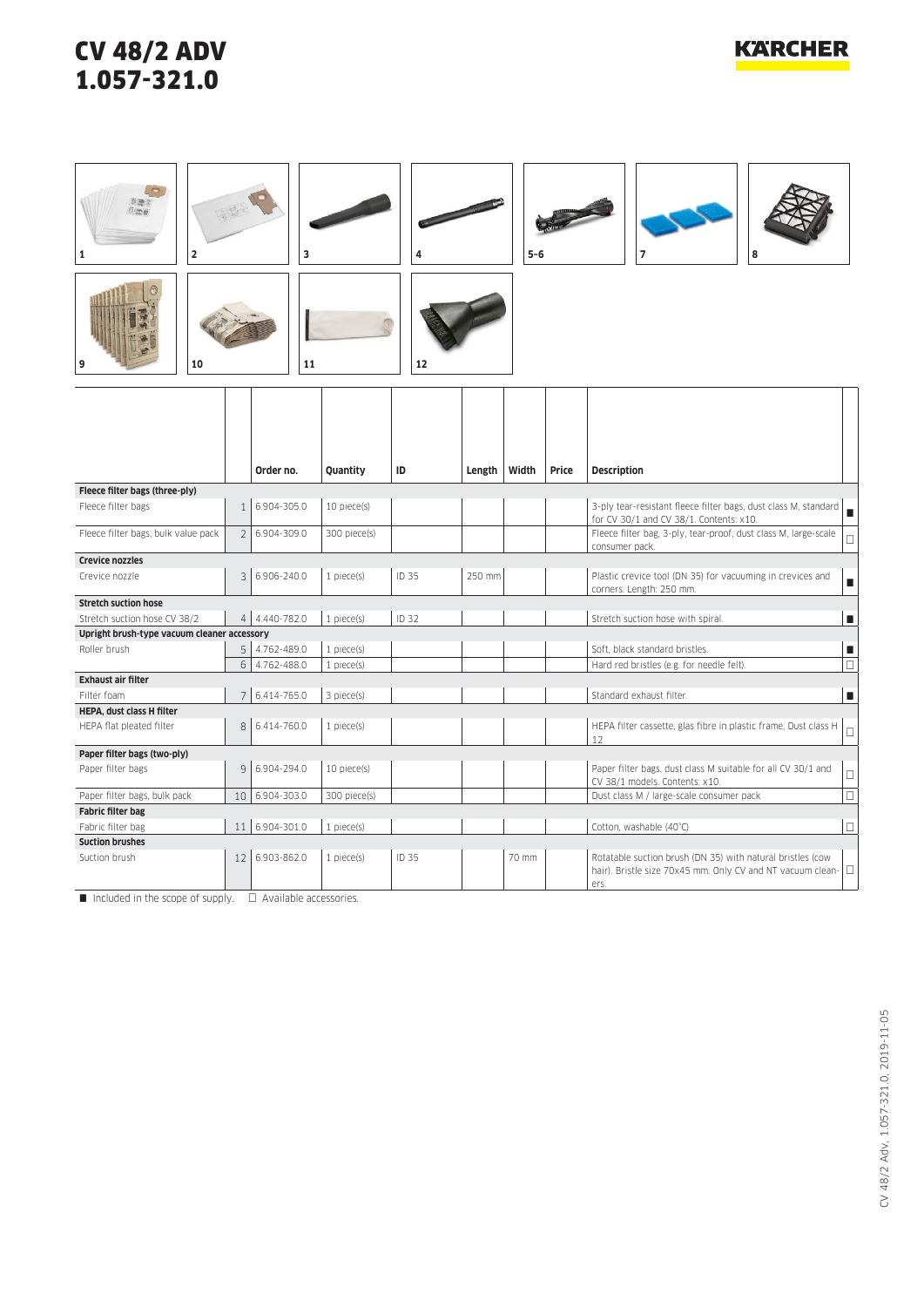# CV 48/2 ADV
# 1.057-321.0

1 2 3 4 5-6 7 8

9 10 11 12

| | | Order no. | Quantity | ID | Length | Width | Price | Description | |
|---|---|---|---|---|---|---|---|---|---|
| **Fleece filter bags (three-ply)** | | | | | | | | | |
| Fleece filter bags | 1 | 6.904-305.0 | 10 piece(s) | | | | | 3-ply tear-resistant fleece filter bags, dust class M, standard for CV 30/1 and CV 38/1. Contents: x10. | ■ |
| Fleece filter bags, bulk value pack | 2 | 6.904-309.0 | 300 piece(s) | | | | | Fleece filter bag, 3-ply, tear-proof, dust class M, large-scale consumer pack. | □ |
| **Crevice nozzles** | | | | | | | | | |
| Crevice nozzle | 3 | 6.906-240.0 | 1 piece(s) | ID 35 | 250 mm | | | Plastic crevice tool (DN 35) for vacuuming in crevices and corners. Length: 250 mm. | ■ |
| **Stretch suction hose** | | | | | | | | | |
| Stretch suction hose CV 38/2 | 4 | 4.440-782.0 | 1 piece(s) | ID 32 | | | | Stretch suction hose with spiral. | ■ |
| **Upright brush-type vacuum cleaner accessory** | | | | | | | | | |
| Roller brush | 5 | 4.762-489.0 | 1 piece(s) | | | | | Soft, black standard bristles. | ■ |
| | 6 | 4.762-488.0 | 1 piece(s) | | | | | Hard red bristles (e.g. for needle felt). | □ |
| **Exhaust air filter** | | | | | | | | | |
| Filter foam | 7 | 6.414-765.0 | 3 piece(s) | | | | | Standard exhaust filter. | ■ |
| **HEPA, dust class H filter** | | | | | | | | | |
| HEPA flat pleated filter | 8 | 6.414-760.0 | 1 piece(s) | | | | | HEPA filter cassette, glas fibre in plastic frame, Dust class H 12 | □ |
| **Paper filter bags (two-ply)** | | | | | | | | | |
| Paper filter bags | 9 | 6.904-294.0 | 10 piece(s) | | | | | Paper filter bags, dust class M suitable for all CV 30/1 and CV 38/1 models. Contents: x10. | □ |
| Paper filter bags, bulk pack | 10 | 6.904-303.0 | 300 piece(s) | | | | | Dust class M / large-scale consumer pack | □ |
| **Fabric filter bag** | | | | | | | | | |
| Fabric filter bag | 11 | 6.904-301.0 | 1 piece(s) | | | | | Cotton, washable (40°C) | □ |
| **Suction brushes** | | | | | | | | | |
| Suction brush | 12 | 6.903-862.0 | 1 piece(s) | ID 35 | | 70 mm | | Rotatable suction brush (DN 35) with natural bristles (cow hair). Bristle size 70x45 mm. Only CV and NT vacuum cleaners. | □ |

■ Included in the scope of supply. □ Available accessories.

CV 48/2 Adv, 1.057-321.0, 2019-11-05